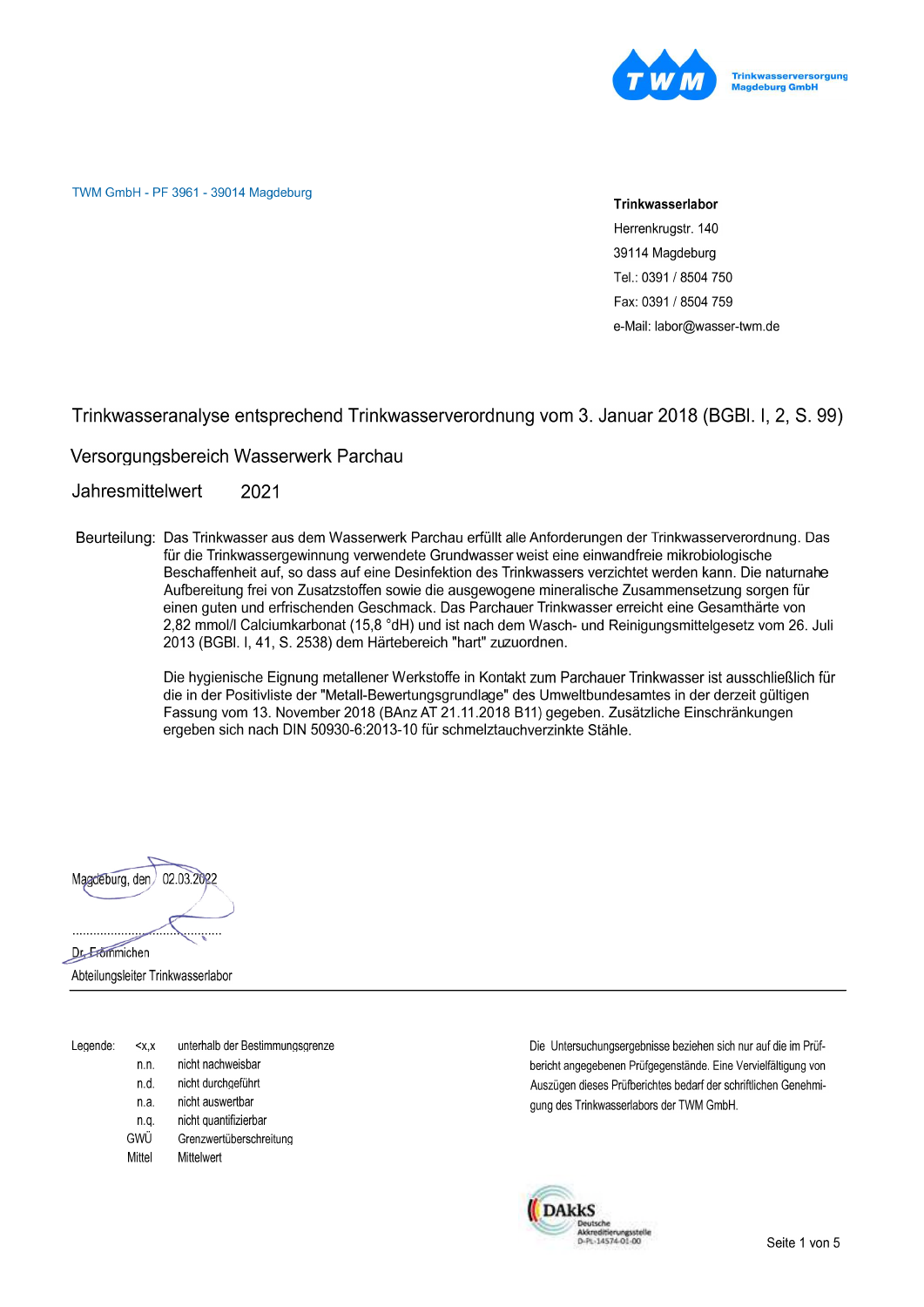TWM Trinkwasserversorgung Magdeburg GmbH

TWM GmbH - PF 3961 - 39014 Magdeburg

**Trinkwasserlabor**
Herrenkrugstr. 140
39114 Magdeburg
Tel.: 0391 / 8504 750
Fax: 0391 / 8504 759
e-Mail: labor@wasser-twm.de

# Trinkwasseranalyse entsprechend Trinkwasserverordnung vom 3. Januar 2018 (BGBl. I, 2, S. 99)

## Versorgungsbereich Wasserwerk Parchau

## Jahresmittelwert 2021

Beurteilung: Das Trinkwasser aus dem Wasserwerk Parchau erfüllt alle Anforderungen der Trinkwasserverordnung. Das für die Trinkwassergewinnung verwendete Grundwasser weist eine einwandfreie mikrobiologische Beschaffenheit auf, so dass auf eine Desinfektion des Trinkwassers verzichtet werden kann. Die naturnahe Aufbereitung frei von Zusatzstoffen sowie die ausgewogene mineralische Zusammensetzung sorgen für einen guten und erfrischenden Geschmack. Das Parchauer Trinkwasser erreicht eine Gesamthärte von 2,82 mmol/l Calciumkarbonat (15,8 °dH) und ist nach dem Wasch- und Reinigungsmittelgesetz vom 26. Juli 2013 (BGBl. I, 41, S. 2538) dem Härtebereich "hart" zuzuordnen.

Die hygienische Eignung metallener Werkstoffe in Kontakt zum Parchauer Trinkwasser ist ausschließlich für die in der Positivliste der "Metall-Bewertungsgrundlage" des Umweltbundesamtes in der derzeit gültigen Fassung vom 13. November 2018 (BAnz AT 21.11.2018 B11) gegeben. Zusätzliche Einschränkungen ergeben sich nach DIN 50930-6:2013-10 für schmelztauchverzinkte Stähle.

Magdeburg, den 02.03.2022

..........................................

Dr. Frömmichen
Abteilungsleiter Trinkwasserlabor

---

Legende:

| | |
|---|---|
| <x,x | unterhalb der Bestimmungsgrenze |
| n.n. | nicht nachweisbar |
| n.d. | nicht durchgeführt |
| n.a. | nicht auswertbar |
| n.q. | nicht quantifizierbar |
| GWÜ | Grenzwertüberschreitung |
| Mittel | Mittelwert |

Die Untersuchungsergebnisse beziehen sich nur auf die im Prüfbericht angegebenen Prüfgegenstände. Eine Vervielfältigung von Auszügen dieses Prüfberichtes bedarf der schriftlichen Genehmigung des Trinkwasserlabors der TWM GmbH.

DAkkS Deutsche Akkreditierungsstelle D-PL-14574-01-00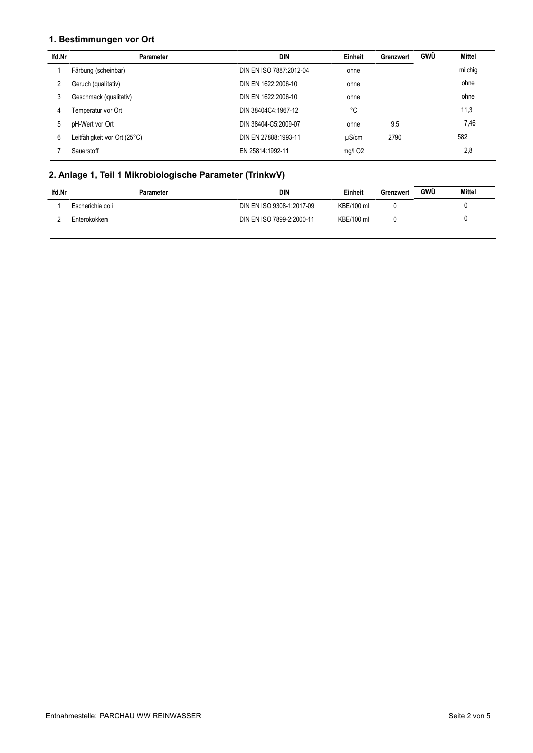## 1. Bestimmungen vor Ort

| lfd.Nr | Parameter | DIN | Einheit | Grenzwert | GWÜ | Mittel |
|---|---|---|---|---|---|---|
| 1 | Färbung (scheinbar) | DIN EN ISO 7887:2012-04 | ohne | | | milchig |
| 2 | Geruch (qualitativ) | DIN EN 1622:2006-10 | ohne | | | ohne |
| 3 | Geschmack (qualitativ) | DIN EN 1622:2006-10 | ohne | | | ohne |
| 4 | Temperatur vor Ort | DIN 38404C4:1967-12 | °C | | | 11,3 |
| 5 | pH-Wert vor Ort | DIN 38404-C5:2009-07 | ohne | 9,5 | | 7,46 |
| 6 | Leitfähigkeit vor Ort (25°C) | DIN EN 27888:1993-11 | µS/cm | 2790 | | 582 |
| 7 | Sauerstoff | EN 25814:1992-11 | mg/l $O_2$ | | | 2,8 |

## 2. Anlage 1, Teil 1 Mikrobiologische Parameter (TrinkwV)

| lfd.Nr | Parameter | DIN | Einheit | Grenzwert | GWÜ | Mittel |
|---|---|---|---|---|---|---|
| 1 | Escherichia coli | DIN EN ISO 9308-1:2017-09 | KBE/100 ml | 0 | | 0 |
| 2 | Enterokokken | DIN EN ISO 7899-2:2000-11 | KBE/100 ml | 0 | | 0 |

Entnahmestelle: PARCHAU WW REINWASSER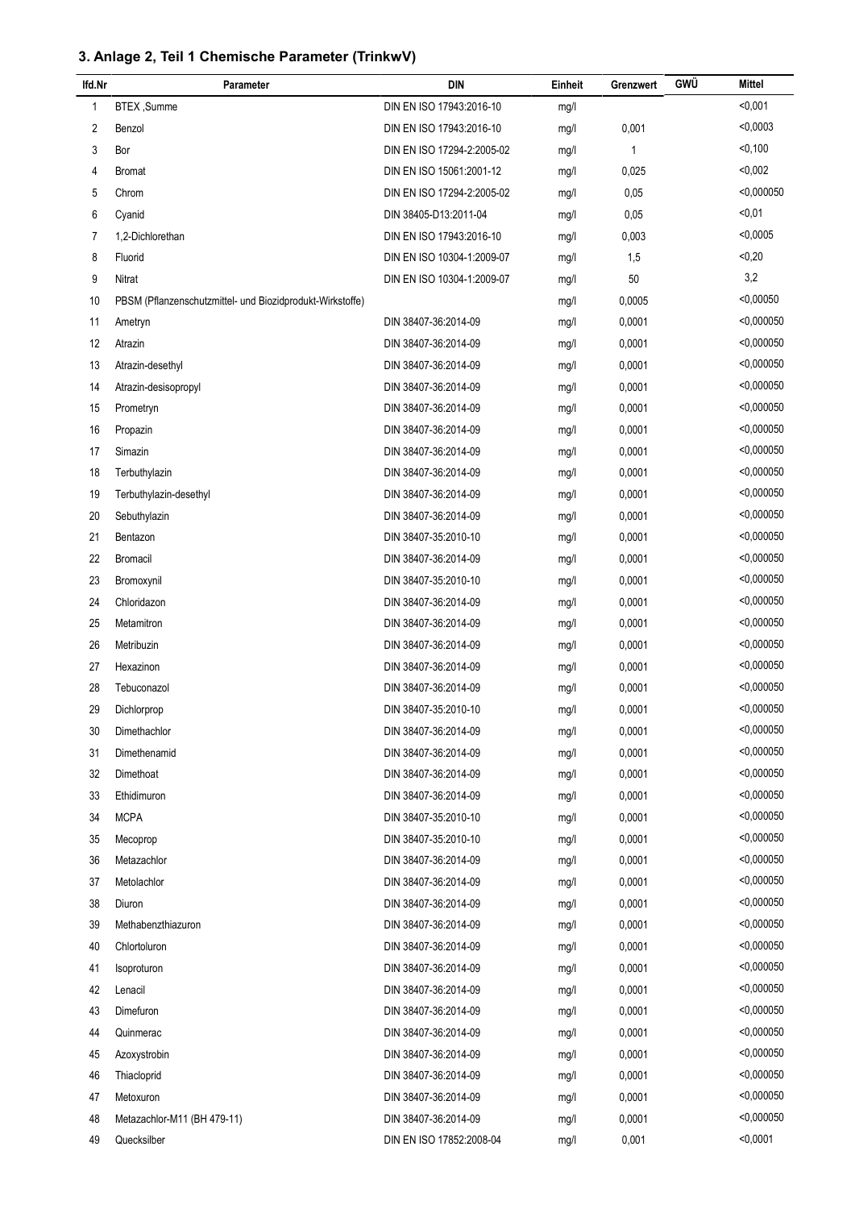### 3. Anlage 2, Teil 1 Chemische Parameter (TrinkwV)

| lfd.Nr | Parameter | DIN | Einheit | Grenzwert | GWÜ | Mittel |
|---|---|---|---|---|---|---|
| 1 | BTEX ,Summe | DIN EN ISO 17943:2016-10 | mg/l | | | <0,001 |
| 2 | Benzol | DIN EN ISO 17943:2016-10 | mg/l | 0,001 | | <0,0003 |
| 3 | Bor | DIN EN ISO 17294-2:2005-02 | mg/l | 1 | | <0,100 |
| 4 | Bromat | DIN EN ISO 15061:2001-12 | mg/l | 0,025 | | <0,002 |
| 5 | Chrom | DIN EN ISO 17294-2:2005-02 | mg/l | 0,05 | | <0,000050 |
| 6 | Cyanid | DIN 38405-D13:2011-04 | mg/l | 0,05 | | <0,01 |
| 7 | 1,2-Dichlorethan | DIN EN ISO 17943:2016-10 | mg/l | 0,003 | | <0,0005 |
| 8 | Fluorid | DIN EN ISO 10304-1:2009-07 | mg/l | 1,5 | | <0,20 |
| 9 | Nitrat | DIN EN ISO 10304-1:2009-07 | mg/l | 50 | | 3,2 |
| 10 | PBSM (Pflanzenschutzmittel- und Biozidprodukt-Wirkstoffe) | | mg/l | 0,0005 | | <0,00050 |
| 11 | Ametryn | DIN 38407-36:2014-09 | mg/l | 0,0001 | | <0,000050 |
| 12 | Atrazin | DIN 38407-36:2014-09 | mg/l | 0,0001 | | <0,000050 |
| 13 | Atrazin-desethyl | DIN 38407-36:2014-09 | mg/l | 0,0001 | | <0,000050 |
| 14 | Atrazin-desisopropyl | DIN 38407-36:2014-09 | mg/l | 0,0001 | | <0,000050 |
| 15 | Prometryn | DIN 38407-36:2014-09 | mg/l | 0,0001 | | <0,000050 |
| 16 | Propazin | DIN 38407-36:2014-09 | mg/l | 0,0001 | | <0,000050 |
| 17 | Simazin | DIN 38407-36:2014-09 | mg/l | 0,0001 | | <0,000050 |
| 18 | Terbuthylazin | DIN 38407-36:2014-09 | mg/l | 0,0001 | | <0,000050 |
| 19 | Terbuthylazin-desethyl | DIN 38407-36:2014-09 | mg/l | 0,0001 | | <0,000050 |
| 20 | Sebuthylazin | DIN 38407-36:2014-09 | mg/l | 0,0001 | | <0,000050 |
| 21 | Bentazon | DIN 38407-35:2010-10 | mg/l | 0,0001 | | <0,000050 |
| 22 | Bromacil | DIN 38407-36:2014-09 | mg/l | 0,0001 | | <0,000050 |
| 23 | Bromoxynil | DIN 38407-35:2010-10 | mg/l | 0,0001 | | <0,000050 |
| 24 | Chloridazon | DIN 38407-36:2014-09 | mg/l | 0,0001 | | <0,000050 |
| 25 | Metamitron | DIN 38407-36:2014-09 | mg/l | 0,0001 | | <0,000050 |
| 26 | Metribuzin | DIN 38407-36:2014-09 | mg/l | 0,0001 | | <0,000050 |
| 27 | Hexazinon | DIN 38407-36:2014-09 | mg/l | 0,0001 | | <0,000050 |
| 28 | Tebuconazol | DIN 38407-36:2014-09 | mg/l | 0,0001 | | <0,000050 |
| 29 | Dichlorprop | DIN 38407-35:2010-10 | mg/l | 0,0001 | | <0,000050 |
| 30 | Dimethachlor | DIN 38407-36:2014-09 | mg/l | 0,0001 | | <0,000050 |
| 31 | Dimethenamid | DIN 38407-36:2014-09 | mg/l | 0,0001 | | <0,000050 |
| 32 | Dimethoat | DIN 38407-36:2014-09 | mg/l | 0,0001 | | <0,000050 |
| 33 | Ethidimuron | DIN 38407-36:2014-09 | mg/l | 0,0001 | | <0,000050 |
| 34 | MCPA | DIN 38407-35:2010-10 | mg/l | 0,0001 | | <0,000050 |
| 35 | Mecoprop | DIN 38407-35:2010-10 | mg/l | 0,0001 | | <0,000050 |
| 36 | Metazachlor | DIN 38407-36:2014-09 | mg/l | 0,0001 | | <0,000050 |
| 37 | Metolachlor | DIN 38407-36:2014-09 | mg/l | 0,0001 | | <0,000050 |
| 38 | Diuron | DIN 38407-36:2014-09 | mg/l | 0,0001 | | <0,000050 |
| 39 | Methabenzthiazuron | DIN 38407-36:2014-09 | mg/l | 0,0001 | | <0,000050 |
| 40 | Chlortoluron | DIN 38407-36:2014-09 | mg/l | 0,0001 | | <0,000050 |
| 41 | Isoproturon | DIN 38407-36:2014-09 | mg/l | 0,0001 | | <0,000050 |
| 42 | Lenacil | DIN 38407-36:2014-09 | mg/l | 0,0001 | | <0,000050 |
| 43 | Dimefuron | DIN 38407-36:2014-09 | mg/l | 0,0001 | | <0,000050 |
| 44 | Quinmerac | DIN 38407-36:2014-09 | mg/l | 0,0001 | | <0,000050 |
| 45 | Azoxystrobin | DIN 38407-36:2014-09 | mg/l | 0,0001 | | <0,000050 |
| 46 | Thiacloprid | DIN 38407-36:2014-09 | mg/l | 0,0001 | | <0,000050 |
| 47 | Metoxuron | DIN 38407-36:2014-09 | mg/l | 0,0001 | | <0,000050 |
| 48 | Metazachlor-M11 (BH 479-11) | DIN 38407-36:2014-09 | mg/l | 0,0001 | | <0,000050 |
| 49 | Quecksilber | DIN EN ISO 17852:2008-04 | mg/l | 0,001 | | <0,0001 |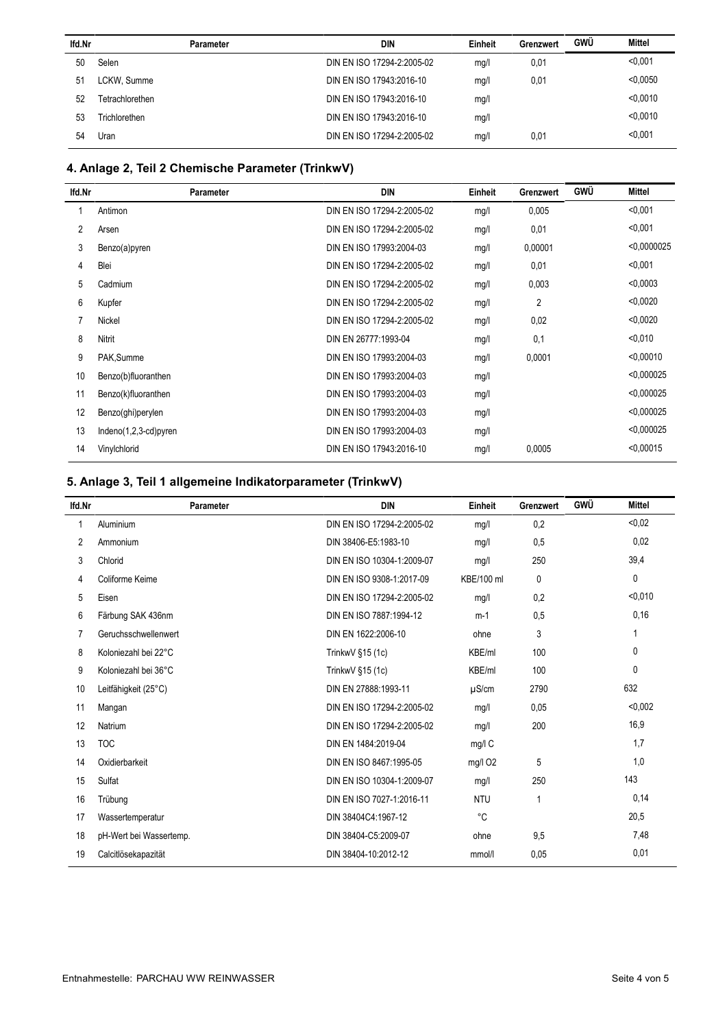| lfd.Nr | Parameter | DIN | Einheit | Grenzwert | GWÜ | Mittel |
|---|---|---|---|---|---|---|
| 50 | Selen | DIN EN ISO 17294-2:2005-02 | mg/l | 0,01 | | <0,001 |
| 51 | LCKW, Summe | DIN EN ISO 17943:2016-10 | mg/l | 0,01 | | <0,0050 |
| 52 | Tetrachlorethen | DIN EN ISO 17943:2016-10 | mg/l | | | <0,0010 |
| 53 | Trichlorethen | DIN EN ISO 17943:2016-10 | mg/l | | | <0,0010 |
| 54 | Uran | DIN EN ISO 17294-2:2005-02 | mg/l | 0,01 | | <0,001 |

## 4. Anlage 2, Teil 2 Chemische Parameter (TrinkwV)

| lfd.Nr | Parameter | DIN | Einheit | Grenzwert | GWÜ | Mittel |
|---|---|---|---|---|---|---|
| 1 | Antimon | DIN EN ISO 17294-2:2005-02 | mg/l | 0,005 | | <0,001 |
| 2 | Arsen | DIN EN ISO 17294-2:2005-02 | mg/l | 0,01 | | <0,001 |
| 3 | Benzo(a)pyren | DIN EN ISO 17993:2004-03 | mg/l | 0,00001 | | <0,0000025 |
| 4 | Blei | DIN EN ISO 17294-2:2005-02 | mg/l | 0,01 | | <0,001 |
| 5 | Cadmium | DIN EN ISO 17294-2:2005-02 | mg/l | 0,003 | | <0,0003 |
| 6 | Kupfer | DIN EN ISO 17294-2:2005-02 | mg/l | 2 | | <0,0020 |
| 7 | Nickel | DIN EN ISO 17294-2:2005-02 | mg/l | 0,02 | | <0,0020 |
| 8 | Nitrit | DIN EN 26777:1993-04 | mg/l | 0,1 | | <0,010 |
| 9 | PAK,Summe | DIN EN ISO 17993:2004-03 | mg/l | 0,0001 | | <0,00010 |
| 10 | Benzo(b)fluoranthen | DIN EN ISO 17993:2004-03 | mg/l | | | <0,000025 |
| 11 | Benzo(k)fluoranthen | DIN EN ISO 17993:2004-03 | mg/l | | | <0,000025 |
| 12 | Benzo(ghi)perylen | DIN EN ISO 17993:2004-03 | mg/l | | | <0,000025 |
| 13 | Indeno(1,2,3-cd)pyren | DIN EN ISO 17993:2004-03 | mg/l | | | <0,000025 |
| 14 | Vinylchlorid | DIN EN ISO 17943:2016-10 | mg/l | 0,0005 | | <0,00015 |

## 5. Anlage 3, Teil 1 allgemeine Indikatorparameter (TrinkwV)

| lfd.Nr | Parameter | DIN | Einheit | Grenzwert | GWÜ | Mittel |
|---|---|---|---|---|---|---|
| 1 | Aluminium | DIN EN ISO 17294-2:2005-02 | mg/l | 0,2 | | <0,02 |
| 2 | Ammonium | DIN 38406-E5:1983-10 | mg/l | 0,5 | | 0,02 |
| 3 | Chlorid | DIN EN ISO 10304-1:2009-07 | mg/l | 250 | | 39,4 |
| 4 | Coliforme Keime | DIN EN ISO 9308-1:2017-09 | KBE/100 ml | 0 | | 0 |
| 5 | Eisen | DIN EN ISO 17294-2:2005-02 | mg/l | 0,2 | | <0,010 |
| 6 | Färbung SAK 436nm | DIN EN ISO 7887:1994-12 | m-1 | 0,5 | | 0,16 |
| 7 | Geruchsschwellenwert | DIN EN 1622:2006-10 | ohne | 3 | | 1 |
| 8 | Koloniezahl bei 22°C | TrinkwV §15 (1c) | KBE/ml | 100 | | 0 |
| 9 | Koloniezahl bei 36°C | TrinkwV §15 (1c) | KBE/ml | 100 | | 0 |
| 10 | Leitfähigkeit (25°C) | DIN EN 27888:1993-11 | µS/cm | 2790 | | 632 |
| 11 | Mangan | DIN EN ISO 17294-2:2005-02 | mg/l | 0,05 | | <0,002 |
| 12 | Natrium | DIN EN ISO 17294-2:2005-02 | mg/l | 200 | | 16,9 |
| 13 | TOC | DIN EN 1484:2019-04 | mg/l C | | | 1,7 |
| 14 | Oxidierbarkeit | DIN EN ISO 8467:1995-05 | mg/l O2 | 5 | | 1,0 |
| 15 | Sulfat | DIN EN ISO 10304-1:2009-07 | mg/l | 250 | | 143 |
| 16 | Trübung | DIN EN ISO 7027-1:2016-11 | NTU | 1 | | 0,14 |
| 17 | Wassertemperatur | DIN 38404C4:1967-12 | °C | | | 20,5 |
| 18 | pH-Wert bei Wassertemp. | DIN 38404-C5:2009-07 | ohne | 9,5 | | 7,48 |
| 19 | Calcitlösekapazität | DIN 38404-10:2012-12 | mmol/l | 0,05 | | 0,01 |

Entnahmestelle: PARCHAU WW REINWASSER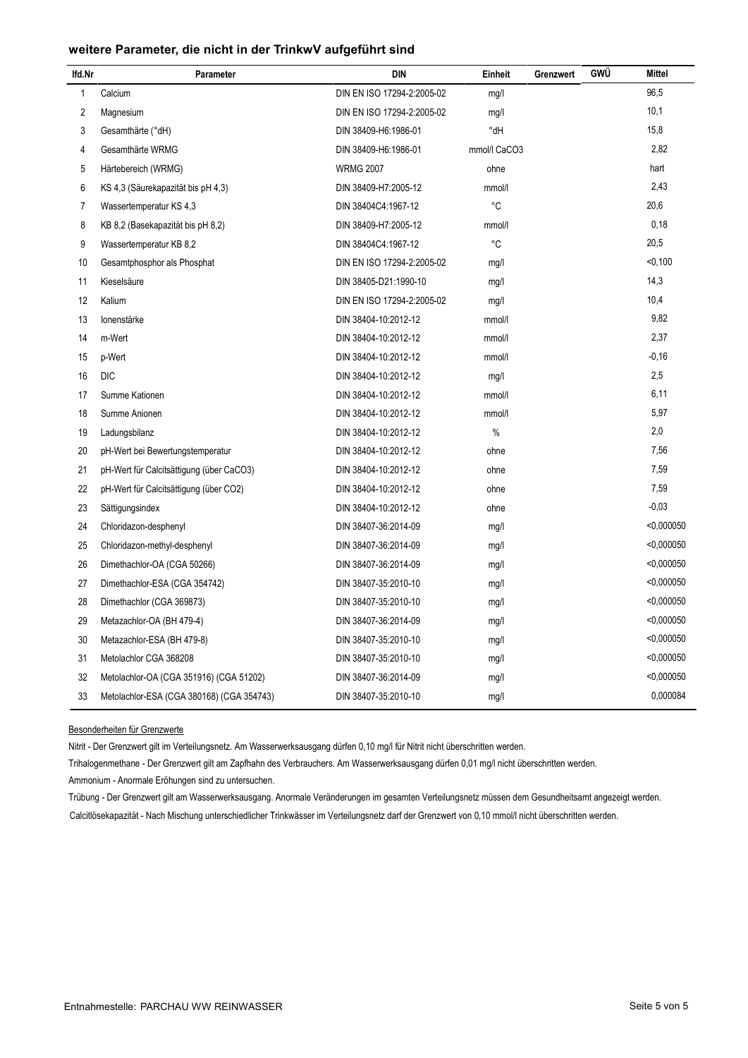### weitere Parameter, die nicht in der TrinkwV aufgeführt sind

| lfd.Nr | Parameter | DIN | Einheit | Grenzwert | GWÜ | Mittel |
|---|---|---|---|---|---|---|
| 1 | Calcium | DIN EN ISO 17294-2:2005-02 | mg/l | | | 96,5 |
| 2 | Magnesium | DIN EN ISO 17294-2:2005-02 | mg/l | | | 10,1 |
| 3 | Gesamthärte (°dH) | DIN 38409-H6:1986-01 | °dH | | | 15,8 |
| 4 | Gesamthärte WRMG | DIN 38409-H6:1986-01 | mmol/l $CaCO_3$ | | | 2,82 |
| 5 | Härtebereich (WRMG) | WRMG 2007 | ohne | | | hart |
| 6 | KS 4,3 (Säurekapazität bis pH 4,3) | DIN 38409-H7:2005-12 | mmol/l | | | 2,43 |
| 7 | Wassertemperatur KS 4,3 | DIN 38404C4:1967-12 | °C | | | 20,6 |
| 8 | KB 8,2 (Basekapazität bis pH 8,2) | DIN 38409-H7:2005-12 | mmol/l | | | 0,18 |
| 9 | Wassertemperatur KB 8,2 | DIN 38404C4:1967-12 | °C | | | 20,5 |
| 10 | Gesamtphosphor als Phosphat | DIN EN ISO 17294-2:2005-02 | mg/l | | | <0,100 |
| 11 | Kieselsäure | DIN 38405-D21:1990-10 | mg/l | | | 14,3 |
| 12 | Kalium | DIN EN ISO 17294-2:2005-02 | mg/l | | | 10,4 |
| 13 | Ionenstärke | DIN 38404-10:2012-12 | mmol/l | | | 9,82 |
| 14 | m-Wert | DIN 38404-10:2012-12 | mmol/l | | | 2,37 |
| 15 | p-Wert | DIN 38404-10:2012-12 | mmol/l | | | -0,16 |
| 16 | DIC | DIN 38404-10:2012-12 | mg/l | | | 2,5 |
| 17 | Summe Kationen | DIN 38404-10:2012-12 | mmol/l | | | 6,11 |
| 18 | Summe Anionen | DIN 38404-10:2012-12 | mmol/l | | | 5,97 |
| 19 | Ladungsbilanz | DIN 38404-10:2012-12 | % | | | 2,0 |
| 20 | pH-Wert bei Bewertungstemperatur | DIN 38404-10:2012-12 | ohne | | | 7,56 |
| 21 | pH-Wert für Calcitsättigung (über $CaCO_3$) | DIN 38404-10:2012-12 | ohne | | | 7,59 |
| 22 | pH-Wert für Calcitsättigung (über $CO_2$) | DIN 38404-10:2012-12 | ohne | | | 7,59 |
| 23 | Sättigungsindex | DIN 38404-10:2012-12 | ohne | | | -0,03 |
| 24 | Chloridazon-desphenyl | DIN 38407-36:2014-09 | mg/l | | | <0,000050 |
| 25 | Chloridazon-methyl-desphenyl | DIN 38407-36:2014-09 | mg/l | | | <0,000050 |
| 26 | Dimethachlor-OA (CGA 50266) | DIN 38407-36:2014-09 | mg/l | | | <0,000050 |
| 27 | Dimethachlor-ESA (CGA 354742) | DIN 38407-35:2010-10 | mg/l | | | <0,000050 |
| 28 | Dimethachlor (CGA 369873) | DIN 38407-35:2010-10 | mg/l | | | <0,000050 |
| 29 | Metazachlor-OA (BH 479-4) | DIN 38407-36:2014-09 | mg/l | | | <0,000050 |
| 30 | Metazachlor-ESA (BH 479-8) | DIN 38407-35:2010-10 | mg/l | | | <0,000050 |
| 31 | Metolachlor CGA 368208 | DIN 38407-35:2010-10 | mg/l | | | <0,000050 |
| 32 | Metolachlor-OA (CGA 351916) (CGA 51202) | DIN 38407-36:2014-09 | mg/l | | | <0,000050 |
| 33 | Metolachlor-ESA (CGA 380168) (CGA 354743) | DIN 38407-35:2010-10 | mg/l | | | 0,000084 |

Besonderheiten für Grenzwerte

Nitrit - Der Grenzwert gilt im Verteilungsnetz. Am Wasserwerksausgang dürfen 0,10 mg/l für Nitrit nicht überschritten werden.

Trihalogenmethane - Der Grenzwert gilt am Zapfhahn des Verbrauchers. Am Wasserwerksausgang dürfen 0,01 mg/l nicht überschritten werden.

Ammonium - Anormale Erhöhungen sind zu untersuchen.

Trübung - Der Grenzwert gilt am Wasserwerksausgang. Anormale Veränderungen im gesamten Verteilungsnetz müssen dem Gesundheitsamt angezeigt werden.

Calcitlösekapazität - Nach Mischung unterschiedlicher Trinkwässer im Verteilungsnetz darf der Grenzwert von 0,10 mmol/l nicht überschritten werden.

Entnahmestelle: PARCHAU WW REINWASSER